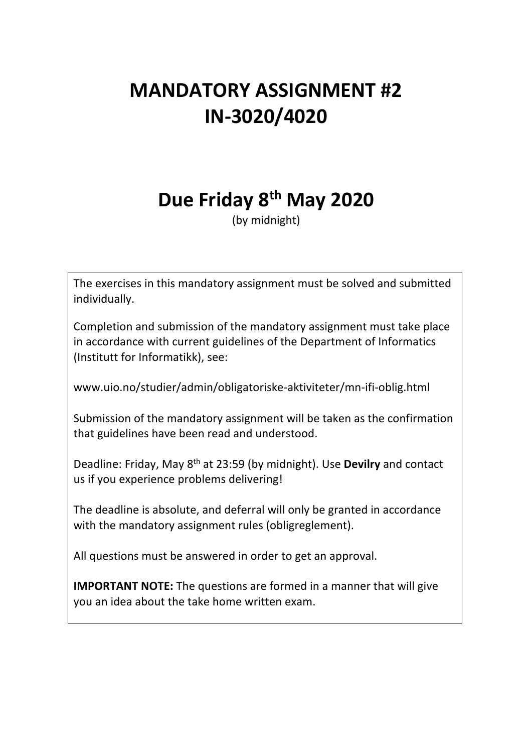# MANDATORY ASSIGNMENT #2
# IN-3020/4020

## Due Friday 8th May 2020

(by midnight)

The exercises in this mandatory assignment must be solved and submitted individually.

Completion and submission of the mandatory assignment must take place in accordance with current guidelines of the Department of Informatics (Institutt for Informatikk), see:

www.uio.no/studier/admin/obligatoriske-aktiviteter/mn-ifi-oblig.html

Submission of the mandatory assignment will be taken as the confirmation that guidelines have been read and understood.

Deadline: Friday, May 8th at 23:59 (by midnight). Use **Devilry** and contact us if you experience problems delivering!

The deadline is absolute, and deferral will only be granted in accordance with the mandatory assignment rules (obligreglement).

All questions must be answered in order to get an approval.

**IMPORTANT NOTE:** The questions are formed in a manner that will give you an idea about the take home written exam.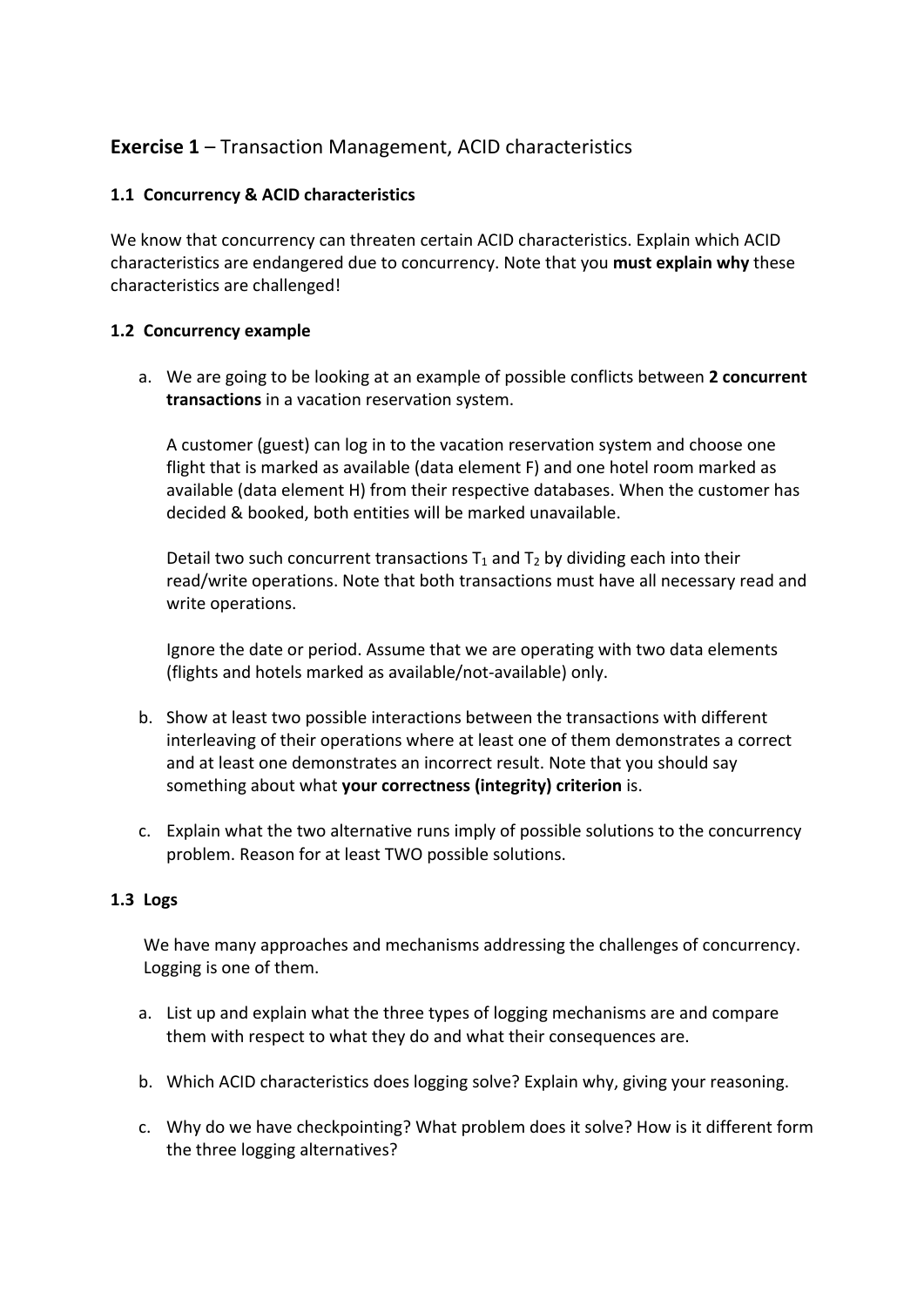## **Exercise 1** – Transaction Management, ACID characteristics

### 1.1 Concurrency & ACID characteristics

We know that concurrency can threaten certain ACID characteristics. Explain which ACID characteristics are endangered due to concurrency. Note that you **must explain why** these characteristics are challenged!

### 1.2 Concurrency example

a. We are going to be looking at an example of possible conflicts between **2 concurrent transactions** in a vacation reservation system.

   A customer (guest) can log in to the vacation reservation system and choose one flight that is marked as available (data element F) and one hotel room marked as available (data element H) from their respective databases. When the customer has decided & booked, both entities will be marked unavailable.

   Detail two such concurrent transactions $T_1$ and $T_2$ by dividing each into their read/write operations. Note that both transactions must have all necessary read and write operations.

   Ignore the date or period. Assume that we are operating with two data elements (flights and hotels marked as available/not-available) only.

b. Show at least two possible interactions between the transactions with different interleaving of their operations where at least one of them demonstrates a correct and at least one demonstrates an incorrect result. Note that you should say something about what **your correctness (integrity) criterion** is.

c. Explain what the two alternative runs imply of possible solutions to the concurrency problem. Reason for at least TWO possible solutions.

### 1.3 Logs

We have many approaches and mechanisms addressing the challenges of concurrency. Logging is one of them.

a. List up and explain what the three types of logging mechanisms are and compare them with respect to what they do and what their consequences are.

b. Which ACID characteristics does logging solve? Explain why, giving your reasoning.

c. Why do we have checkpointing? What problem does it solve? How is it different form the three logging alternatives?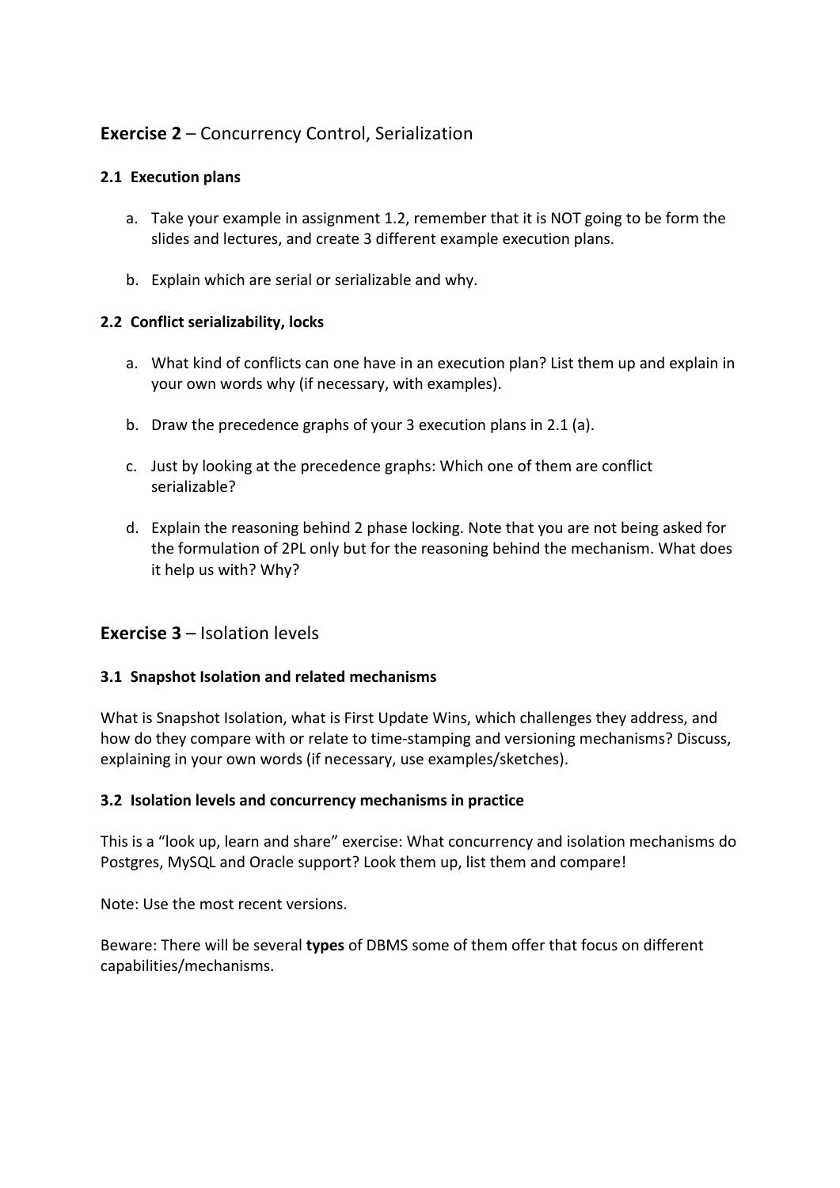## **Exercise 2** – Concurrency Control, Serialization

### 2.1 Execution plans

a. Take your example in assignment 1.2, remember that it is NOT going to be form the slides and lectures, and create 3 different example execution plans.

b. Explain which are serial or serializable and why.

### 2.2 Conflict serializability, locks

a. What kind of conflicts can one have in an execution plan? List them up and explain in your own words why (if necessary, with examples).

b. Draw the precedence graphs of your 3 execution plans in 2.1 (a).

c. Just by looking at the precedence graphs: Which one of them are conflict serializable?

d. Explain the reasoning behind 2 phase locking. Note that you are not being asked for the formulation of 2PL only but for the reasoning behind the mechanism. What does it help us with? Why?

## **Exercise 3** – Isolation levels

### 3.1 Snapshot Isolation and related mechanisms

What is Snapshot Isolation, what is First Update Wins, which challenges they address, and how do they compare with or relate to time-stamping and versioning mechanisms? Discuss, explaining in your own words (if necessary, use examples/sketches).

### 3.2 Isolation levels and concurrency mechanisms in practice

This is a "look up, learn and share" exercise: What concurrency and isolation mechanisms do Postgres, MySQL and Oracle support? Look them up, list them and compare!

Note: Use the most recent versions.

Beware: There will be several **types** of DBMS some of them offer that focus on different capabilities/mechanisms.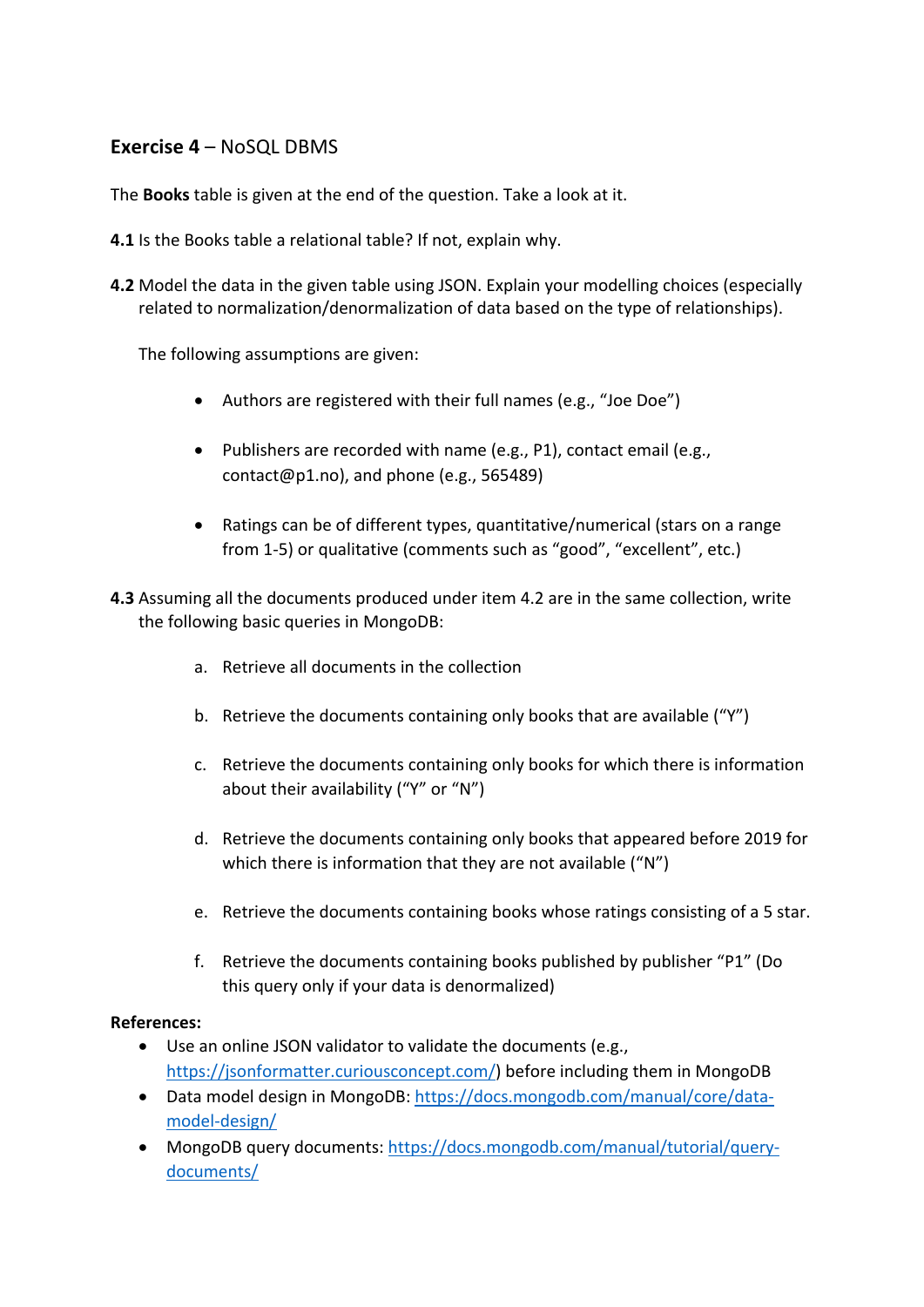**Exercise 4** – NoSQL DBMS

The **Books** table is given at the end of the question. Take a look at it.

**4.1** Is the Books table a relational table? If not, explain why.

**4.2** Model the data in the given table using JSON. Explain your modelling choices (especially related to normalization/denormalization of data based on the type of relationships).

The following assumptions are given:

- Authors are registered with their full names (e.g., “Joe Doe”)
- Publishers are recorded with name (e.g., P1), contact email (e.g., contact@p1.no), and phone (e.g., 565489)
- Ratings can be of different types, quantitative/numerical (stars on a range from 1-5) or qualitative (comments such as “good”, “excellent”, etc.)

**4.3** Assuming all the documents produced under item 4.2 are in the same collection, write the following basic queries in MongoDB:

a. Retrieve all documents in the collection

b. Retrieve the documents containing only books that are available (“Y”)

c. Retrieve the documents containing only books for which there is information about their availability (“Y” or “N”)

d. Retrieve the documents containing only books that appeared before 2019 for which there is information that they are not available (“N”)

e. Retrieve the documents containing books whose ratings consisting of a 5 star.

f. Retrieve the documents containing books published by publisher “P1” (Do this query only if your data is denormalized)

**References:**

- Use an online JSON validator to validate the documents (e.g., https://jsonformatter.curiousconcept.com/) before including them in MongoDB
- Data model design in MongoDB: https://docs.mongodb.com/manual/core/data-model-design/
- MongoDB query documents: https://docs.mongodb.com/manual/tutorial/query-documents/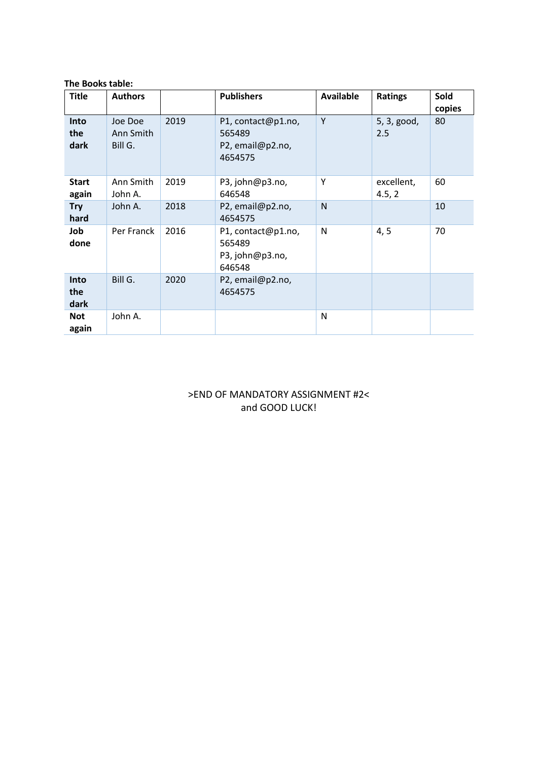**The Books table:**

| Title | Authors | | Publishers | Available | Ratings | Sold copies |
|---|---|---|---|---|---|---|
| **Into the dark** | Joe Doe<br>Ann Smith<br>Bill G. | 2019 | P1, contact@p1.no, 565489<br>P2, email@p2.no, 4654575 | Y | 5, 3, good, 2.5 | 80 |
| **Start again** | Ann Smith<br>John A. | 2019 | P3, john@p3.no, 646548 | Y | excellent, 4.5, 2 | 60 |
| **Try hard** | John A. | 2018 | P2, email@p2.no, 4654575 | N | | 10 |
| **Job done** | Per Franck | 2016 | P1, contact@p1.no, 565489<br>P3, john@p3.no, 646548 | N | 4, 5 | 70 |
| **Into the dark** | Bill G. | 2020 | P2, email@p2.no, 4654575 | | | |
| **Not again** | John A. | | | N | | |

>END OF MANDATORY ASSIGNMENT #2<
and GOOD LUCK!